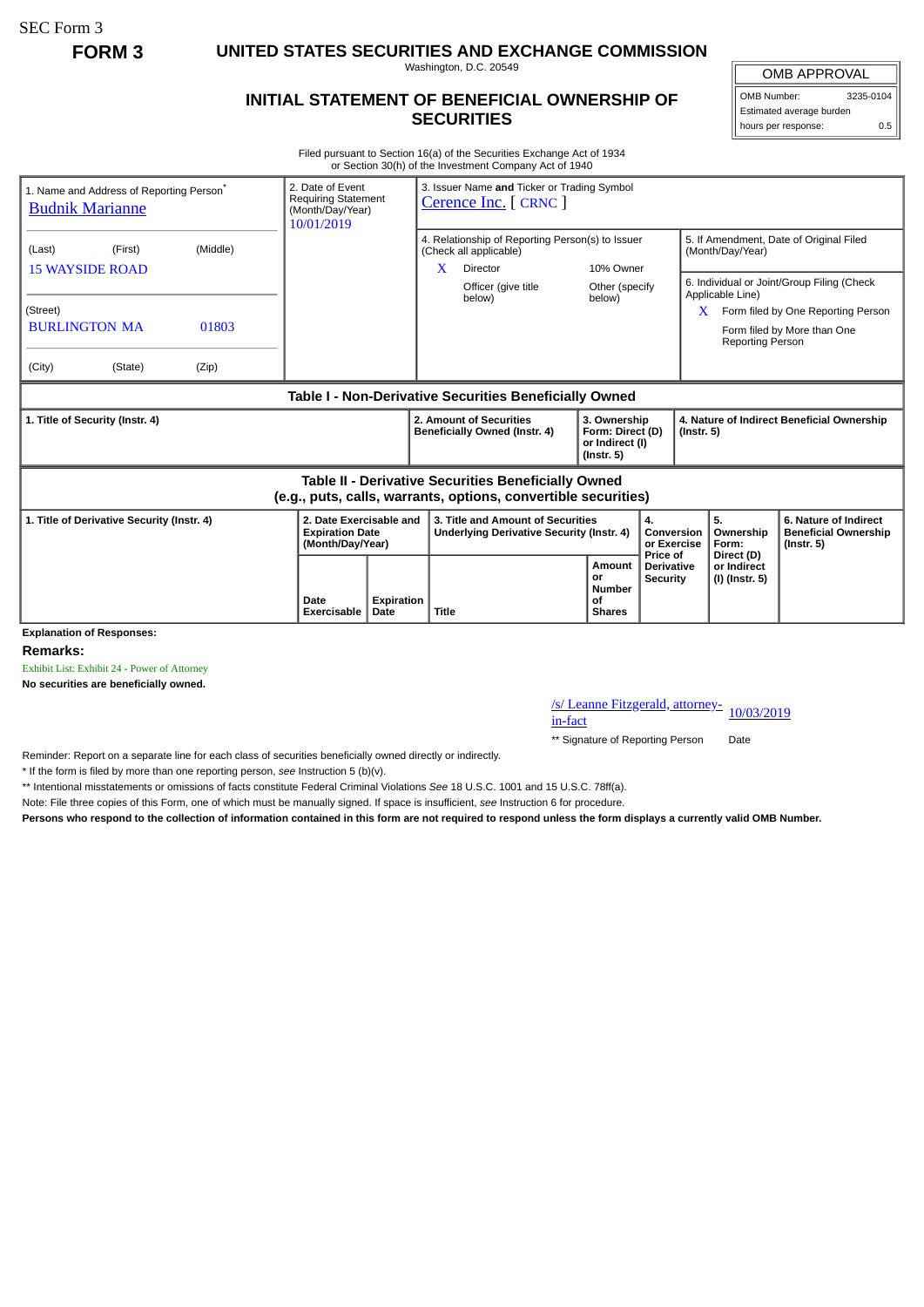SEC Form 3

**FORM 3**

# UNITED STATES SECURITIES AND EXCHANGE COMMISSION

Washington, D.C. 20549

## INITIAL STATEMENT OF BENEFICIAL OWNERSHIP OF SECURITIES

| OMB APPROVAL | |
|---|---|
| OMB Number: | 3235-0104 |
| Estimated average burden | |
| hours per response: | 0.5 |

Filed pursuant to Section 16(a) of the Securities Exchange Act of 1934 or Section 30(h) of the Investment Company Act of 1940

| 1. Name and Address of Reporting Person* | 2. Date of Event Requiring Statement (Month/Day/Year) | 3. Issuer Name **and** Ticker or Trading Symbol |
|---|---|---|
| Budnik Marianne | 10/01/2019 | Cerence Inc. [ CRNC ] |
| (Last) (First) (Middle) | | 4. Relationship of Reporting Person(s) to Issuer (Check all applicable) |
| 15 WAYSIDE ROAD | | X Director; 10% Owner; Officer (give title below); Other (specify below) |
| (Street) | | 5. If Amendment, Date of Original Filed (Month/Day/Year) |
| BURLINGTON MA 01803 | | 6. Individual or Joint/Group Filing (Check Applicable Line) X Form filed by One Reporting Person; Form filed by More than One Reporting Person |
| (City) (State) (Zip) | | |

### Table I - Non-Derivative Securities Beneficially Owned

| 1. Title of Security (Instr. 4) | 2. Amount of Securities Beneficially Owned (Instr. 4) | 3. Ownership Form: Direct (D) or Indirect (I) (Instr. 5) | 4. Nature of Indirect Beneficial Ownership (Instr. 5) |
|---|---|---|---|

### Table II - Derivative Securities Beneficially Owned (e.g., puts, calls, warrants, options, convertible securities)

| 1. Title of Derivative Security (Instr. 4) | 2. Date Exercisable and Expiration Date (Month/Day/Year) | | 3. Title and Amount of Securities Underlying Derivative Security (Instr. 4) | | 4. Conversion or Exercise Price of Derivative Security | 5. Ownership Form: Direct (D) or Indirect (I) (Instr. 5) | 6. Nature of Indirect Beneficial Ownership (Instr. 5) |
|---|---|---|---|---|---|---|---|
| | Date Exercisable | Expiration Date | Title | Amount or Number of Shares | | | |

**Explanation of Responses:**

**Remarks:**

Exhibit List: Exhibit 24 - Power of Attorney

**No securities are beneficially owned.**

| /s/ Leanne Fitzgerald, attorney-in-fact | 10/03/2019 |
|---|---|
| ** Signature of Reporting Person | Date |

Reminder: Report on a separate line for each class of securities beneficially owned directly or indirectly.

* If the form is filed by more than one reporting person, *see* Instruction 5 (b)(v).

** Intentional misstatements or omissions of facts constitute Federal Criminal Violations *See* 18 U.S.C. 1001 and 15 U.S.C. 78ff(a).

Note: File three copies of this Form, one of which must be manually signed. If space is insufficient, *see* Instruction 6 for procedure.

**Persons who respond to the collection of information contained in this form are not required to respond unless the form displays a currently valid OMB Number.**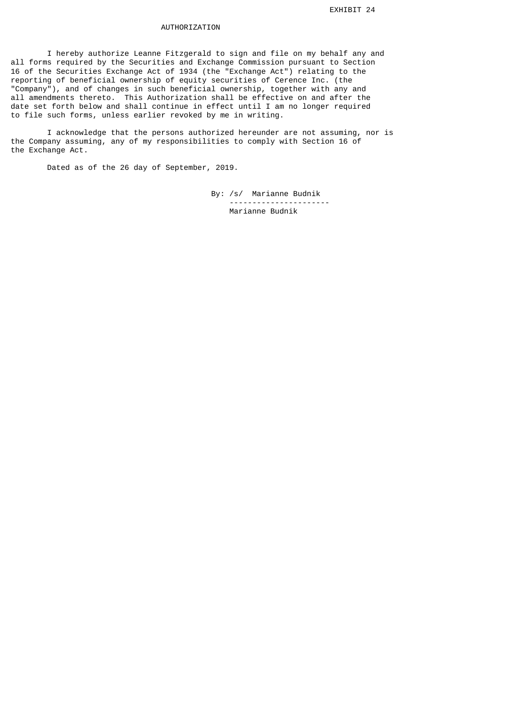EXHIBIT 24

AUTHORIZATION

I hereby authorize Leanne Fitzgerald to sign and file on my behalf any and all forms required by the Securities and Exchange Commission pursuant to Section 16 of the Securities Exchange Act of 1934 (the "Exchange Act") relating to the reporting of beneficial ownership of equity securities of Cerence Inc. (the "Company"), and of changes in such beneficial ownership, together with any and all amendments thereto. This Authorization shall be effective on and after the date set forth below and shall continue in effect until I am no longer required to file such forms, unless earlier revoked by me in writing.

I acknowledge that the persons authorized hereunder are not assuming, nor is the Company assuming, any of my responsibilities to comply with Section 16 of the Exchange Act.

Dated as of the 26 day of September, 2019.

By: /s/ Marianne Budnik

Marianne Budnik